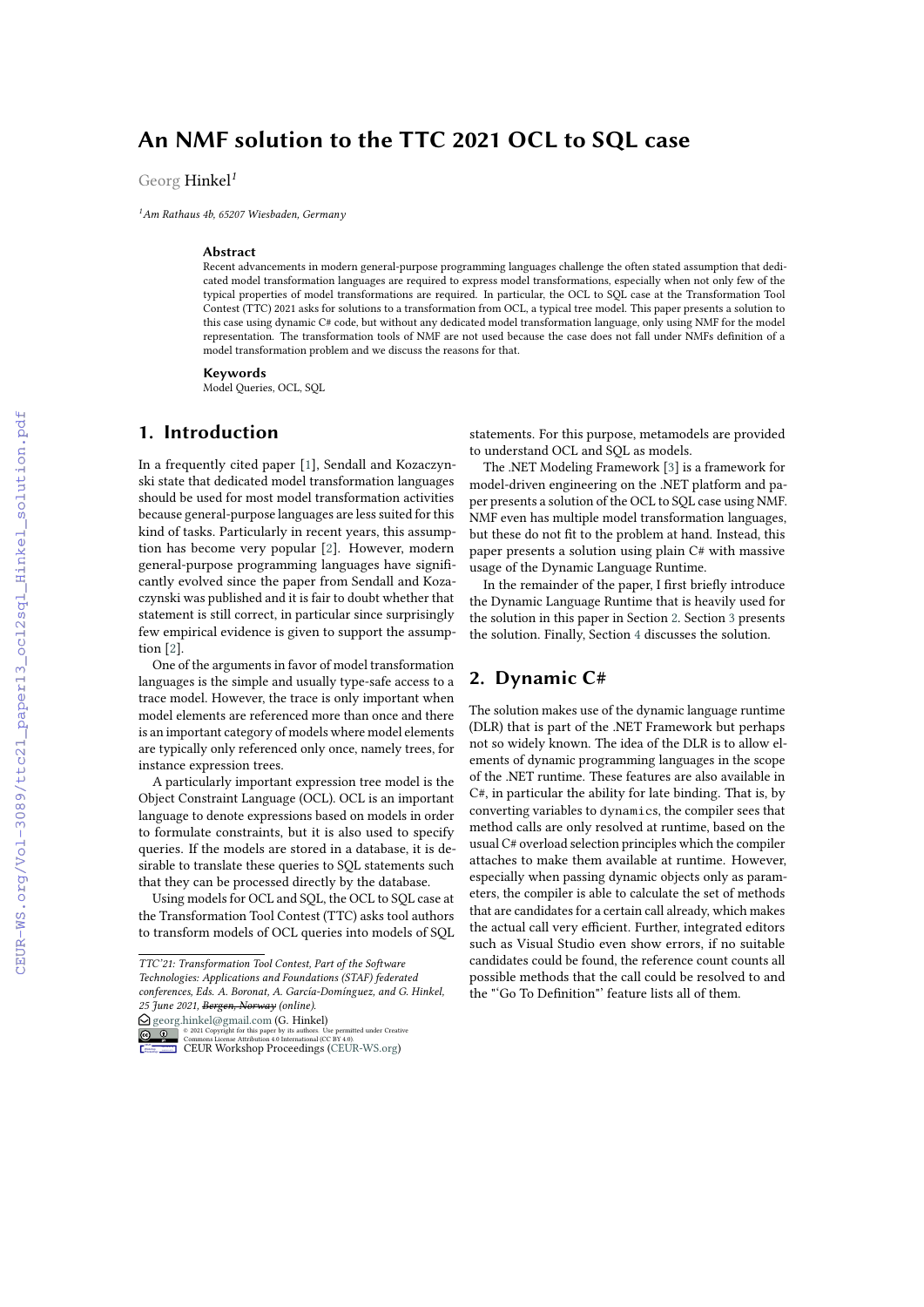# An NMF solution to the TTC 2021 OCL to SQL case

Georg Hinkel[1]

[1]Am Rathaus 4b, 65207 Wiesbaden, Germany

### Abstract

Recent advancements in modern general-purpose programming languages challenge the often stated assumption that dedicated model transformation languages are required to express model transformations, especially when not only few of the typical properties of model transformations are required. In particular, the OCL to SQL case at the Transformation Tool Contest (TTC) 2021 asks for solutions to a transformation from OCL, a typical tree model. This paper presents a solution to this case using dynamic C# code, but without any dedicated model transformation language, only using NMF for the model representation. The transformation tools of NMF are not used because the case does not fall under NMFs definition of a model transformation problem and we discuss the reasons for that.

### Keywords

Model Queries, OCL, SQL

## 1. Introduction

In a frequently cited paper [1], Sendall and Kozaczynski state that dedicated model transformation languages should be used for most model transformation activities because general-purpose languages are less suited for this kind of tasks. Particularly in recent years, this assumption has become very popular [2]. However, modern general-purpose programming languages have significantly evolved since the paper from Sendall and Kozaczynski was published and it is fair to doubt whether that statement is still correct, in particular since surprisingly few empirical evidence is given to support the assumption [2].

One of the arguments in favor of model transformation languages is the simple and usually type-safe access to a trace model. However, the trace is only important when model elements are referenced more than once and there is an important category of models where model elements are typically only referenced only once, namely trees, for instance expression trees.

A particularly important expression tree model is the Object Constraint Language (OCL). OCL is an important language to denote expressions based on models in order to formulate constraints, but it is also used to specify queries. If the models are stored in a database, it is desirable to translate these queries to SQL statements such that they can be processed directly by the database.

Using models for OCL and SQL, the OCL to SQL case at the Transformation Tool Contest (TTC) asks tool authors to transform models of OCL queries into models of SQL statements. For this purpose, metamodels are provided to understand OCL and SQL as models.

The .NET Modeling Framework [3] is a framework for model-driven engineering on the .NET platform and paper presents a solution of the OCL to SQL case using NMF. NMF even has multiple model transformation languages, but these do not fit to the problem at hand. Instead, this paper presents a solution using plain C# with massive usage of the Dynamic Language Runtime.

In the remainder of the paper, I first briefly introduce the Dynamic Language Runtime that is heavily used for the solution in this paper in Section 2. Section 3 presents the solution. Finally, Section 4 discusses the solution.

## 2. Dynamic C#

The solution makes use of the dynamic language runtime (DLR) that is part of the .NET Framework but perhaps not so widely known. The idea of the DLR is to allow elements of dynamic programming languages in the scope of the .NET runtime. These features are also available in C#, in particular the ability for late binding. That is, by converting variables to `dynamics`, the compiler sees that method calls are only resolved at runtime, based on the usual C# overload selection principles which the compiler attaches to make them available at runtime. However, especially when passing dynamic objects only as parameters, the compiler is able to calculate the set of methods that are candidates for a certain call already, which makes the actual call very efficient. Further, integrated editors such as Visual Studio even show errors, if no suitable candidates could be found, the reference count counts all possible methods that the call could be resolved to and the "'Go To Definition"' feature lists all of them.

---

TTC'21: Transformation Tool Contest, Part of the Software Technologies: Applications and Foundations (STAF) federated conferences, Eds. A. Boronat, A. García-Domínguez, and G. Hinkel, 25 June 2021, ~~Bergen, Norway~~ (online).

georg.hinkel@gmail.com (G. Hinkel)

© 2021 Copyright for this paper by its authors. Use permitted under Creative Commons License Attribution 4.0 International (CC BY 4.0).

CEUR Workshop Proceedings (CEUR-WS.org)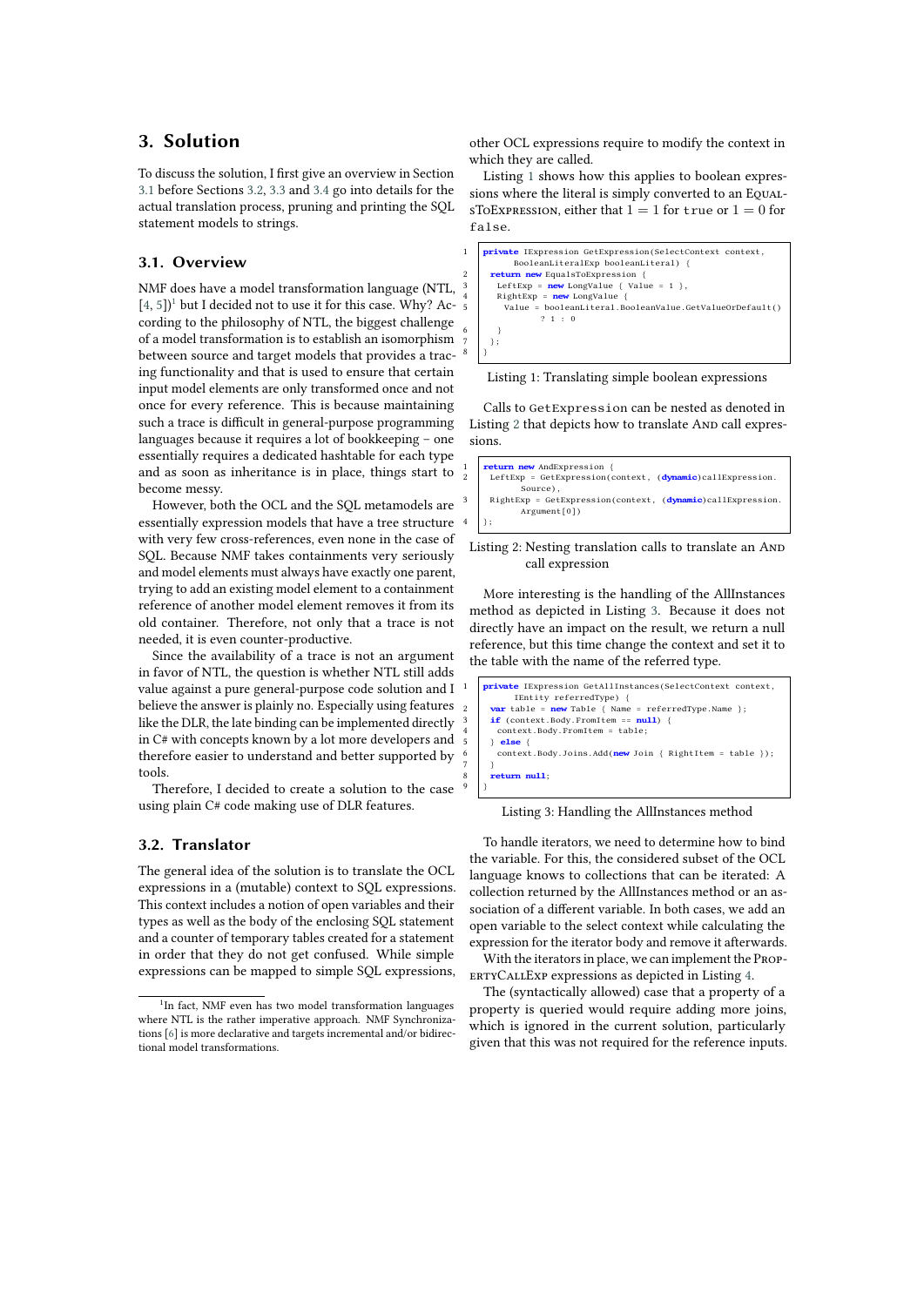## 3. Solution

To discuss the solution, I first give an overview in Section 3.1 before Sections 3.2, 3.3 and 3.4 go into details for the actual translation process, pruning and printing the SQL statement models to strings.

### 3.1. Overview

NMF does have a model transformation language (NTL, [4, 5])[1] but I decided not to use it for this case. Why? According to the philosophy of NTL, the biggest challenge of a model transformation is to establish an isomorphism between source and target models that provides a tracing functionality and that is used to ensure that certain input model elements are only transformed once and not once for every reference. This is because maintaining such a trace is difficult in general-purpose programming languages because it requires a lot of bookkeeping – one essentially requires a dedicated hashtable for each type and as soon as inheritance is in place, things start to become messy.

However, both the OCL and the SQL metamodels are essentially expression models that have a tree structure with very few cross-references, even none in the case of SQL. Because NMF takes containments very seriously and model elements must always have exactly one parent, trying to add an existing model element to a containment reference of another model element removes it from its old container. Therefore, not only that a trace is not needed, it is even counter-productive.

Since the availability of a trace is not an argument in favor of NTL, the question is whether NTL still adds value against a pure general-purpose code solution and I believe the answer is plainly no. Especially using features like the DLR, the late binding can be implemented directly in C# with concepts known by a lot more developers and therefore easier to understand and better supported by tools.

Therefore, I decided to create a solution to the case using plain C# code making use of DLR features.

[1] In fact, NMF even has two model transformation languages where NTL is the rather imperative approach. NMF Synchronizations [6] is more declarative and targets incremental and/or bidirectional model transformations.

### 3.2. Translator

The general idea of the solution is to translate the OCL expressions in a (mutable) context to SQL expressions. This context includes a notion of open variables and their types as well as the body of the enclosing SQL statement and a counter of temporary tables created for a statement in order that they do not get confused. While simple expressions can be mapped to simple SQL expressions, other OCL expressions require to modify the context in which they are called.

Listing 1 shows how this applies to boolean expressions where the literal is simply converted to an EqualsToExpression, either that $1 = 1$ for `true` or $1 = 0$ for `false`.

```
private IExpression GetExpression(SelectContext context,
    BooleanLiteralExp booleanLiteral) {
  return new EqualsToExpression {
    LeftExp = new LongValue { Value = 1 },
    RightExp = new LongValue {
      Value = booleanLiteral.BooleanValue.GetValueOrDefault()
          ? 1 : 0
    }
  };
}
```

Listing 1: Translating simple boolean expressions

Calls to `GetExpression` can be nested as denoted in Listing 2 that depicts how to translate And call expressions.

```
return new AndExpression {
  LeftExp = GetExpression(context, (dynamic)callExpression.
      Source),
  RightExp = GetExpression(context, (dynamic)callExpression.
      Argument[0])
};
```

Listing 2: Nesting translation calls to translate an And call expression

More interesting is the handling of the AllInstances method as depicted in Listing 3. Because it does not directly have an impact on the result, we return a null reference, but this time change the context and set it to the table with the name of the referred type.

```
private IExpression GetAllInstances(SelectContext context,
    IEntity referredType) {
  var table = new Table { Name = referredType.Name };
  if (context.Body.FromItem == null) {
    context.Body.FromItem = table;
  } else {
    context.Body.Joins.Add(new Join { RightItem = table });
  }
  return null;
}
```

Listing 3: Handling the AllInstances method

To handle iterators, we need to determine how to bind the variable. For this, the considered subset of the OCL language knows to collections that can be iterated: A collection returned by the AllInstances method or an association of a different variable. In both cases, we add an open variable to the select context while calculating the expression for the iterator body and remove it afterwards.

With the iterators in place, we can implement the PropertyCallExp expressions as depicted in Listing 4.

The (syntactically allowed) case that a property of a property is queried would require adding more joins, which is ignored in the current solution, particularly given that this was not required for the reference inputs.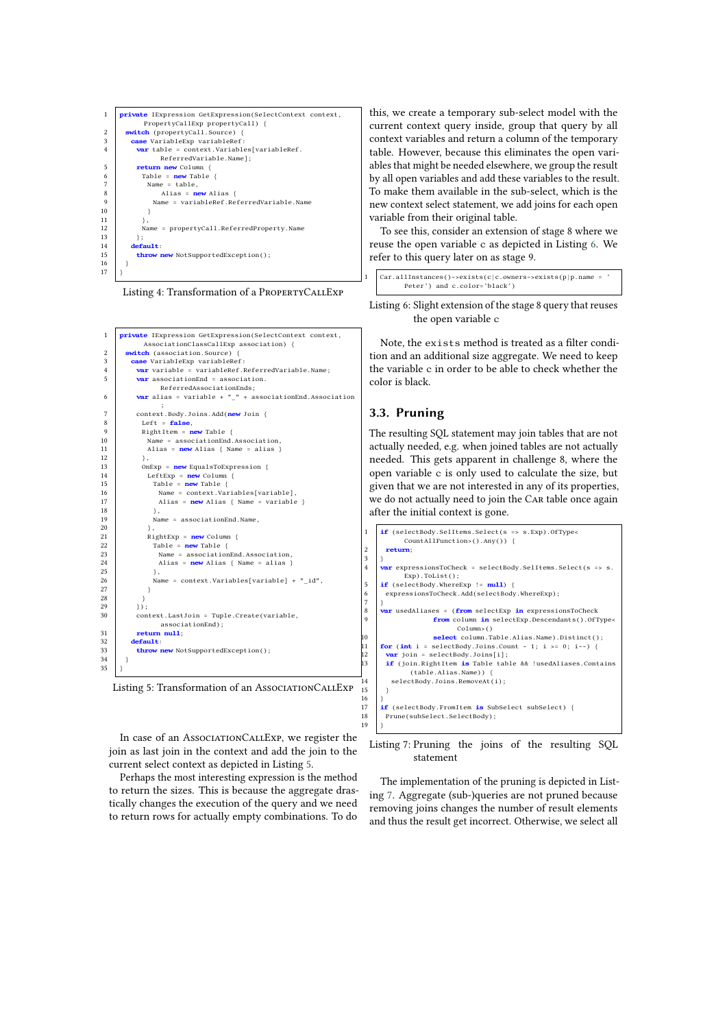```
private IExpression GetExpression(SelectContext context,
      PropertyCallExp propertyCall) {
  switch (propertyCall.Source) {
    case VariableExp variableRef:
      var table = context.Variables[variableRef.
            ReferredVariable.Name];
      return new Column {
        Table = new Table {
          Name = table,
            Alias = new Alias {
            Name = variableRef.ReferredVariable.Name
          }
        },
        Name = propertyCall.ReferredProperty.Name
      };
    default:
      throw new NotSupportedException();
  }
}
```

Listing 4: Transformation of a PropertyCallExp

```
private IExpression GetExpression(SelectContext context,
      AssociationClassCallExp association) {
  switch (association.Source) {
    case VariableExp variableRef:
      var variable = variableRef.ReferredVariable.Name;
      var associationEnd = association.
            ReferredAssociationEnds;
      var alias = variable + "_" + associationEnd.Association
            ;
      context.Body.Joins.Add(new Join {
        Left = false,
        RightItem = new Table {
          Name = associationEnd.Association,
          Alias = new Alias { Name = alias }
        },
        OnExp = new EqualsToExpression {
          LeftExp = new Column {
            Table = new Table {
              Name = context.Variables[variable],
              Alias = new Alias { Name = variable }
            },
            Name = associationEnd.Name,
          },
          RightExp = new Column {
            Table = new Table {
              Name = associationEnd.Association,
              Alias = new Alias { Name = alias }
            },
            Name = context.Variables[variable] + "_id",
          }
        }
      });
      context.LastJoin = Tuple.Create(variable,
            associationEnd);
      return null;
    default:
      throw new NotSupportedException();
  }
}
```

Listing 5: Transformation of an AssociationCallExp

In case of an AssociationCallExp, we register the join as last join in the context and add the join to the current select context as depicted in Listing 5.

Perhaps the most interesting expression is the method to return the sizes. This is because the aggregate drastically changes the execution of the query and we need to return rows for actually empty combinations. To do this, we create a temporary sub-select model with the current context query inside, group that query by all context variables and return a column of the temporary table. However, because this eliminates the open variables that might be needed elsewhere, we group the result by all open variables and add these variables to the result. To make them available in the sub-select, which is the new context select statement, we add joins for each open variable from their original table.

To see this, consider an extension of stage 8 where we reuse the open variable c as depicted in Listing 6. We refer to this query later on as stage 9.

```
Car.allInstances()->exists(c|c.owners->exists(p|p.name = '
      Peter') and c.color='black')
```

Listing 6: Slight extension of the stage 8 query that reuses the open variable c

Note, the exists method is treated as a filter condition and an additional size aggregate. We need to keep the variable c in order to be able to check whether the color is black.

## 3.3. Pruning

The resulting SQL statement may join tables that are not actually needed, e.g. when joined tables are not actually needed. This gets apparent in challenge 8, where the open variable c is only used to calculate the size, but given that we are not interested in any of its properties, we do not actually need to join the Car table once again after the initial context is gone.

```
if (selectBody.SelItems.Select(s => s.Exp).OfType<
      CountAllFunction>().Any()) {
  return;
}
var expressionsToCheck = selectBody.SelItems.Select(s => s.
      Exp).ToList();
if (selectBody.WhereExp != null) {
  expressionsToCheck.Add(selectBody.WhereExp);
}
var usedAliases = (from selectExp in expressionsToCheck
                   from column in selectExp.Descendants().OfType<
                         Column>()
                   select column.Table.Alias.Name).Distinct();
for (int i = selectBody.Joins.Count - 1; i >= 0; i--) {
  var join = selectBody.Joins[i];
  if (join.RightItem is Table table && !usedAliases.Contains
        (table.Alias.Name)) {
    selectBody.Joins.RemoveAt(i);
  }
}
if (selectBody.FromItem is SubSelect subSelect) {
  Prune(subSelect.SelectBody);
}
```

Listing 7: Pruning the joins of the resulting SQL statement

The implementation of the pruning is depicted in Listing 7. Aggregate (sub-)queries are not pruned because removing joins changes the number of result elements and thus the result get incorrect. Otherwise, we select all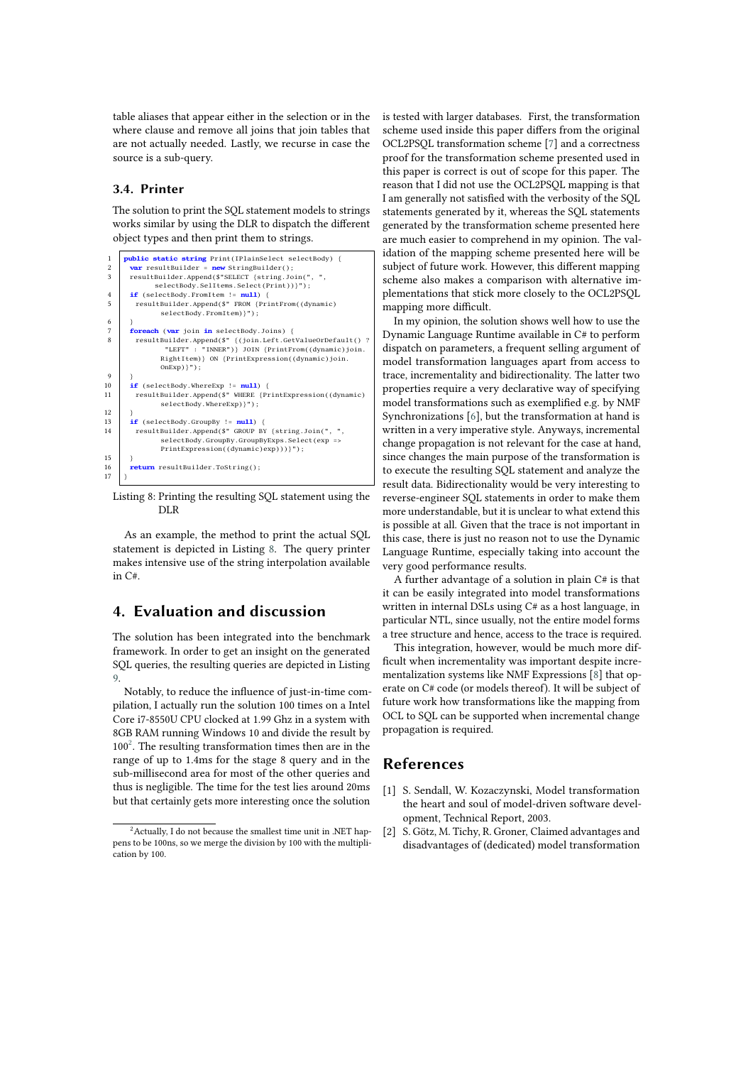table aliases that appear either in the selection or in the where clause and remove all joins that join tables that are not actually needed. Lastly, we recurse in case the source is a sub-query.

### 3.4. Printer

The solution to print the SQL statement models to strings works similar by using the DLR to dispatch the different object types and then print them to strings.

```
public static string Print(IPlainSelect selectBody) {
  var resultBuilder = new StringBuilder();
  resultBuilder.Append($"SELECT {string.Join(", ",
        selectBody.SelItems.Select(Print))}");
  if (selectBody.FromItem != null) {
    resultBuilder.Append($" FROM {PrintFrom((dynamic)
          selectBody.FromItem)}");
  }
  foreach (var join in selectBody.Joins) {
    resultBuilder.Append($" {(join.Left.GetValueOrDefault() ?
          "LEFT" : "INNER")} JOIN {PrintFrom((dynamic)join.
          RightItem)} ON {PrintExpression((dynamic)join.
          OnExp)}");
  }
  if (selectBody.WhereExp != null) {
    resultBuilder.Append($" WHERE {PrintExpression((dynamic)
          selectBody.WhereExp)}");
  }
  if (selectBody.GroupBy != null) {
    resultBuilder.Append($" GROUP BY {string.Join(", ",
          selectBody.GroupBy.GroupByExps.Select(exp =>
          PrintExpression((dynamic)exp)))}");
  }
  return resultBuilder.ToString();
}
```

Listing 8: Printing the resulting SQL statement using the DLR

As an example, the method to print the actual SQL statement is depicted in Listing 8. The query printer makes intensive use of the string interpolation available in C#.

## 4. Evaluation and discussion

The solution has been integrated into the benchmark framework. In order to get an insight on the generated SQL queries, the resulting queries are depicted in Listing 9.

Notably, to reduce the influence of just-in-time compilation, I actually run the solution 100 times on a Intel Core i7-8550U CPU clocked at 1.99 Ghz in a system with 8GB RAM running Windows 10 and divide the result by 100[2]. The resulting transformation times then are in the range of up to 1.4ms for the stage 8 query and in the sub-millisecond area for most of the other queries and thus is negligible. The time for the test lies around 20ms but that certainly gets more interesting once the solution is tested with larger databases. First, the transformation scheme used inside this paper differs from the original OCL2PSQL transformation scheme [7] and a correctness proof for the transformation scheme presented used in this paper is correct is out of scope for this paper. The reason that I did not use the OCL2PSQL mapping is that I am generally not satisfied with the verbosity of the SQL statements generated by it, whereas the SQL statements generated by the transformation scheme presented here are much easier to comprehend in my opinion. The validation of the mapping scheme presented here will be subject of future work. However, this different mapping scheme also makes a comparison with alternative implementations that stick more closely to the OCL2PSQL mapping more difficult.

In my opinion, the solution shows well how to use the Dynamic Language Runtime available in C# to perform dispatch on parameters, a frequent selling argument of model transformation languages apart from access to trace, incrementality and bidirectionality. The latter two properties require a very declarative way of specifying model transformations such as exemplified e.g. by NMF Synchronizations [6], but the transformation at hand is written in a very imperative style. Anyways, incremental change propagation is not relevant for the case at hand, since changes the main purpose of the transformation is to execute the resulting SQL statement and analyze the result data. Bidirectionality would be very interesting to reverse-engineer SQL statements in order to make them more understandable, but it is unclear to what extend this is possible at all. Given that the trace is not important in this case, there is just no reason not to use the Dynamic Language Runtime, especially taking into account the very good performance results.

A further advantage of a solution in plain C# is that it can be easily integrated into model transformations written in internal DSLs using C# as a host language, in particular NTL, since usually, not the entire model forms a tree structure and hence, access to the trace is required.

This integration, however, would be much more difficult when incrementality was important despite incrementalization systems like NMF Expressions [8] that operate on C# code (or models thereof). It will be subject of future work how transformations like the mapping from OCL to SQL can be supported when incremental change propagation is required.

[2] Actually, I do not because the smallest time unit in .NET happens to be 100ns, so we merge the division by 100 with the multiplication by 100.

## References

[1] S. Sendall, W. Kozaczynski, Model transformation the heart and soul of model-driven software development, Technical Report, 2003.

[2] S. Götz, M. Tichy, R. Groner, Claimed advantages and disadvantages of (dedicated) model transformation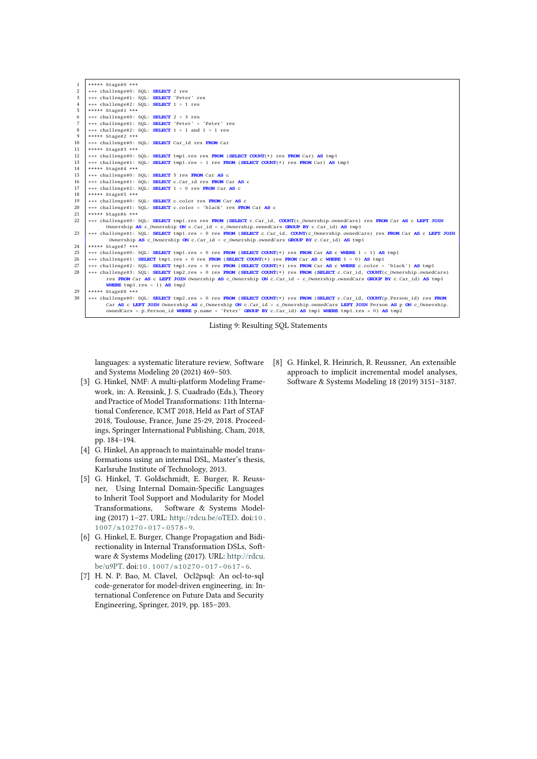```
1  ***** Stage#0 ***
2  +++ challenge#0: SQL: SELECT 2 res
3  +++ challenge#1: SQL: SELECT 'Peter' res
4  +++ challenge#2: SQL: SELECT 1 = 1 res
5  ***** Stage#1 ***
6  +++ challenge#0: SQL: SELECT 2 = 3 res
7  +++ challenge#1: SQL: SELECT 'Peter' = 'Peter' res
8  +++ challenge#2: SQL: SELECT 1 = 1 and 1 = 1 res
9  ***** Stage#2 ***
10 +++ challenge#0: SQL: SELECT Car_id res FROM Car
11 ***** Stage#3 ***
12 +++ challenge#0: SQL: SELECT tmp1.res res FROM (SELECT COUNT(*) res FROM Car) AS tmp1
13 +++ challenge#1: SQL: SELECT tmp1.res = 1 res FROM (SELECT COUNT(*) res FROM Car) AS tmp1
14 ***** Stage#4 ***
15 +++ challenge#0: SQL: SELECT 5 res FROM Car AS c
16 +++ challenge#1: SQL: SELECT c.Car_id res FROM Car AS c
17 +++ challenge#2: SQL: SELECT 1 = 0 res FROM Car AS c
18 ***** Stage#5 ***
19 +++ challenge#0: SQL: SELECT c.color res FROM Car AS c
20 +++ challenge#1: SQL: SELECT c.color = 'black' res FROM Car AS c
21 ***** Stage#6 ***
22 +++ challenge#0: SQL: SELECT tmp1.res res FROM (SELECT c.Car_id, COUNT(c_Ownership.ownedCars) res FROM Car AS c LEFT JOIN
       Ownership AS c_Ownership ON c.Car_id = c_Ownership.ownedCars GROUP BY c.Car_id) AS tmp1
23 +++ challenge#1: SQL: SELECT tmp1.res = 0 res FROM (SELECT c.Car_id, COUNT(c_Ownership.ownedCars) res FROM Car AS c LEFT JOIN
       Ownership AS c_Ownership ON c.Car_id = c_Ownership.ownedCars GROUP BY c.Car_id) AS tmp1
24 ***** Stage#7 ***
25 +++ challenge#0: SQL: SELECT tmp1.res > 0 res FROM (SELECT COUNT(*) res FROM Car AS c WHERE 1 = 1) AS tmp1
26 +++ challenge#1: SELECT tmp1.res > 0 res FROM (SELECT COUNT(*) res FROM Car AS c WHERE 1 = 0) AS tmp1
27 +++ challenge#2: SQL: SELECT tmp1.res > 0 res FROM (SELECT COUNT(*) res FROM Car AS c WHERE c.color = 'black') AS tmp1
28 +++ challenge#3: SQL: SELECT tmp2.res > 0 res FROM (SELECT COUNT(*) res FROM (SELECT c.Car_id, COUNT(c_Ownership.ownedCars)
       res FROM Car AS c LEFT JOIN Ownership AS c_Ownership ON c.Car_id = c_Ownership.ownedCars GROUP BY c.Car_id) AS tmp1
       WHERE tmp1.res = 1) AS tmp2
29 ***** Stage#8 ***
30 +++ challenge#0: SQL: SELECT tmp2.res > 0 res FROM (SELECT COUNT(*) res FROM (SELECT c.Car_id, COUNT(p.Person_id) res FROM
       Car AS c LEFT JOIN Ownership AS c_Ownership ON c.Car_id = c_Ownership.ownedCars LEFT JOIN Person AS p ON c_Ownership.
       ownedCars = p.Person_id WHERE p.name = 'Peter' GROUP BY c.Car_id) AS tmp1 WHERE tmp1.res > 0) AS tmp2
```

Listing 9: Resulting SQL Statements

languages: a systematic literature review, Software and Systems Modeling 20 (2021) 469–503.

[3] G. Hinkel, NMF: A multi-platform Modeling Framework, in: A. Rensink, J. S. Cuadrado (Eds.), Theory and Practice of Model Transformations: 11th International Conference, ICMT 2018, Held as Part of STAF 2018, Toulouse, France, June 25-29, 2018. Proceedings, Springer International Publishing, Cham, 2018, pp. 184–194.

[4] G. Hinkel, An approach to maintainable model transformations using an internal DSL, Master's thesis, Karlsruhe Institute of Technology, 2013.

[5] G. Hinkel, T. Goldschmidt, E. Burger, R. Reussner, Using Internal Domain-Specific Languages to Inherit Tool Support and Modularity for Model Transformations, Software & Systems Modeling (2017) 1–27. URL: http://rdcu.be/oTED. doi:10.1007/s10270-017-0578-9.

[6] G. Hinkel, E. Burger, Change Propagation and Bidirectionality in Internal Transformation DSLs, Software & Systems Modeling (2017). URL: http://rdcu.be/u9PT. doi:10.1007/s10270-017-0617-6.

[7] H. N. P. Bao, M. Clavel, Ocl2psql: An ocl-to-sql code-generator for model-driven engineering, in: International Conference on Future Data and Security Engineering, Springer, 2019, pp. 185–203.

[8] G. Hinkel, R. Heinrich, R. Reussner, An extensible approach to implicit incremental model analyses, Software & Systems Modeling 18 (2019) 3151–3187.